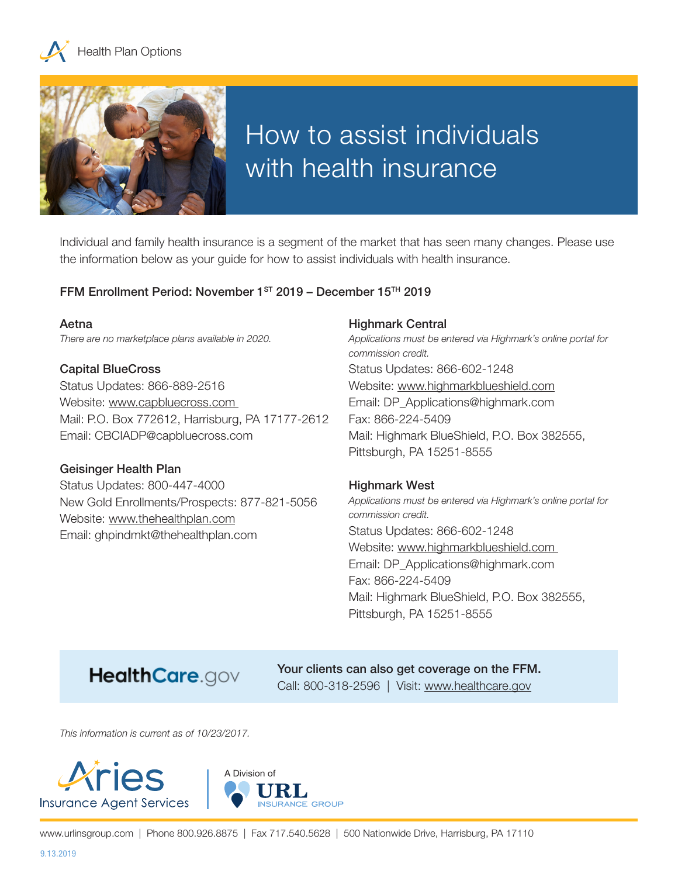Health Plan Options

# How to assist individuals with health insurance

Individual and family health insurance is a segment of the market that has seen many changes. Please use the information below as your guide for how to assist individuals with health insurance.

**FFM Enrollment Period: November 1ST 2019 – December 15TH 2019**

### Aetna

*There are no marketplace plans available in 2020.*

### Capital BlueCross

Status Updates: 866-889-2516
Website: www.capbluecross.com
Mail: P.O. Box 772612, Harrisburg, PA 17177-2612
Email: CBCIADP@capbluecross.com

### Geisinger Health Plan

Status Updates: 800-447-4000
New Gold Enrollments/Prospects: 877-821-5056
Website: www.thehealthplan.com
Email: ghpindmkt@thehealthplan.com

### Highmark Central

*Applications must be entered via Highmark's online portal for commission credit.*

Status Updates: 866-602-1248
Website: www.highmarkblueshield.com
Email: DP_Applications@highmark.com
Fax: 866-224-5409
Mail: Highmark BlueShield, P.O. Box 382555, Pittsburgh, PA 15251-8555

### Highmark West

*Applications must be entered via Highmark's online portal for commission credit.*

Status Updates: 866-602-1248
Website: www.highmarkblueshield.com
Email: DP_Applications@highmark.com
Fax: 866-224-5409
Mail: Highmark BlueShield, P.O. Box 382555, Pittsburgh, PA 15251-8555

HealthCare.gov

**Your clients can also get coverage on the FFM.**
Call: 800-318-2596 | Visit: www.healthcare.gov

*This information is current as of 10/23/2017.*

Aries Insurance Agent Services | A Division of URL Insurance Group

www.urlinsgroup.com | Phone 800.926.8875 | Fax 717.540.5628 | 500 Nationwide Drive, Harrisburg, PA 17110

9.13.2019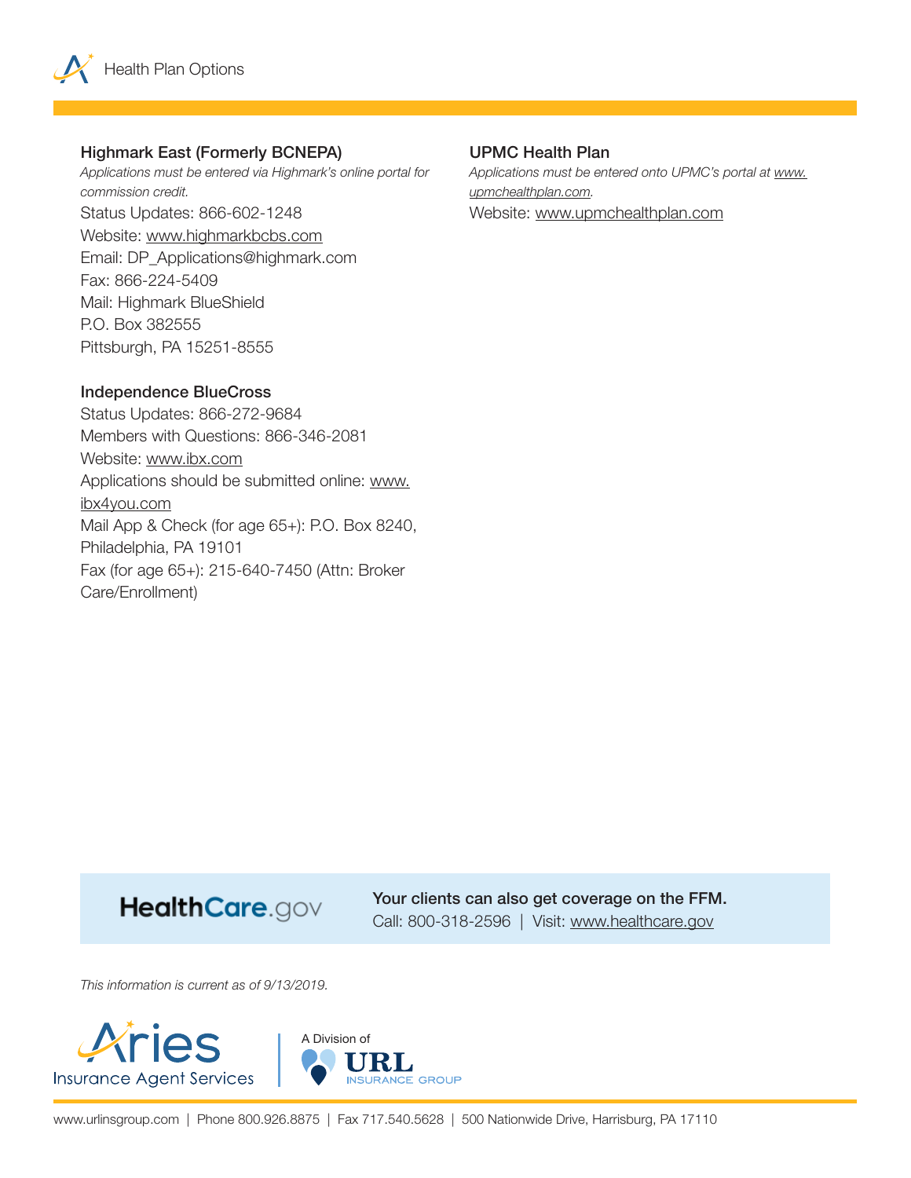### Highmark East (Formerly BCNEPA)

*Applications must be entered via Highmark's online portal for commission credit.*

Status Updates: 866-602-1248
Website: www.highmarkbcbs.com
Email: DP_Applications@highmark.com
Fax: 866-224-5409
Mail: Highmark BlueShield
P.O. Box 382555
Pittsburgh, PA 15251-8555

### Independence BlueCross

Status Updates: 866-272-9684
Members with Questions: 866-346-2081
Website: www.ibx.com
Applications should be submitted online: www.ibx4you.com
Mail App & Check (for age 65+): P.O. Box 8240, Philadelphia, PA 19101
Fax (for age 65+): 215-640-7450 (Attn: Broker Care/Enrollment)

### UPMC Health Plan

*Applications must be entered onto UPMC's portal at www.upmchealthplan.com.*

Website: www.upmchealthplan.com

HealthCare.gov

**Your clients can also get coverage on the FFM.**
Call: 800-318-2596 | Visit: www.healthcare.gov

*This information is current as of 9/13/2019.*

Aries Insurance Agent Services | A Division of URL Insurance Group

www.urlinsgroup.com | Phone 800.926.8875 | Fax 717.540.5628 | 500 Nationwide Drive, Harrisburg, PA 17110